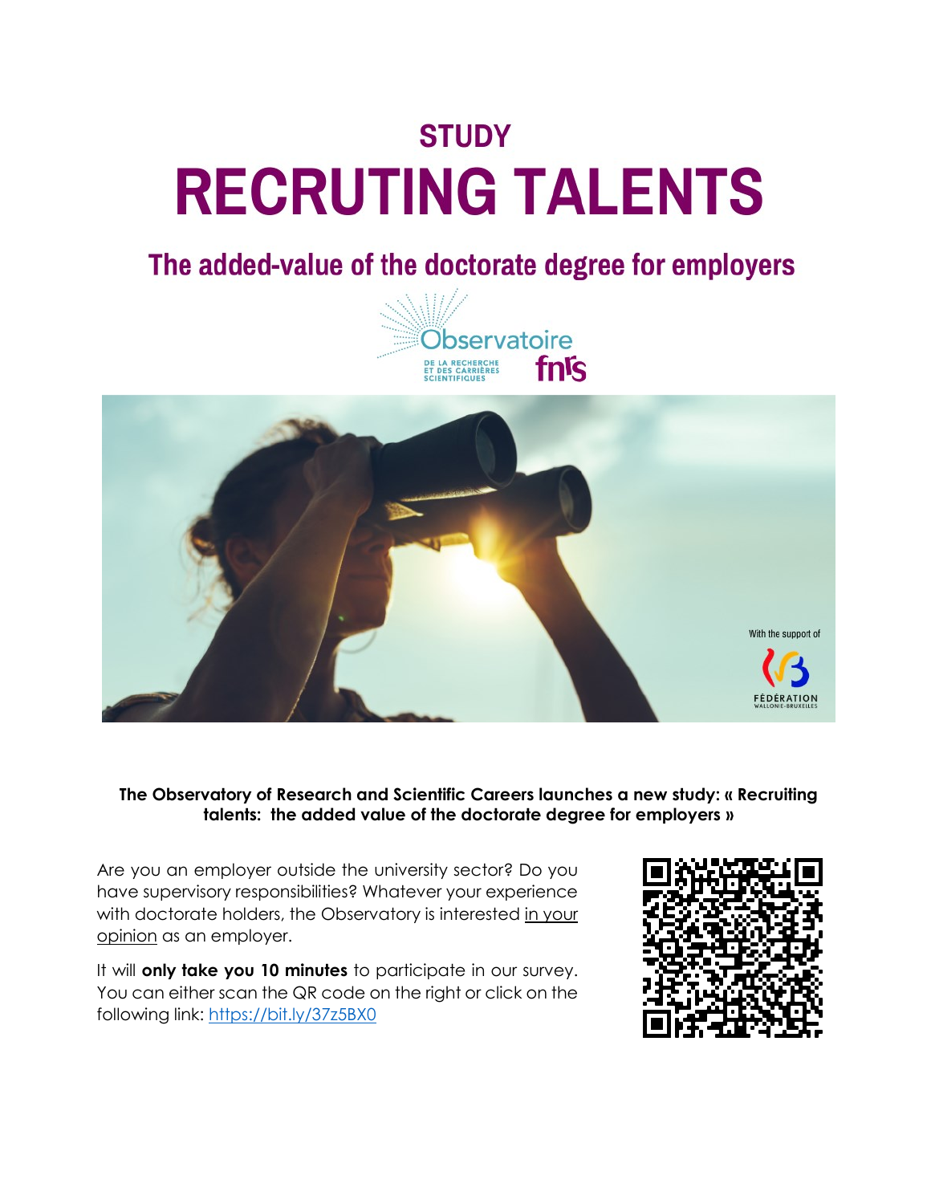## STUDY

# RECRUTING TALENTS

## The added-value of the doctorate degree for employers

Observatoire DE LA RECHERCHE ET DES CARRIÈRES SCIENTIFIQUES fnrs

With the support of

FÉDÉRATION WALLONIE-BRUXELLES

**The Observatory of Research and Scientific Careers launches a new study: « Recruiting talents: the added value of the doctorate degree for employers »**

Are you an employer outside the university sector? Do you have supervisory responsibilities? Whatever your experience with doctorate holders, the Observatory is interested in your opinion as an employer.

It will **only take you 10 minutes** to participate in our survey. You can either scan the QR code on the right or click on the following link: https://bit.ly/37z5BX0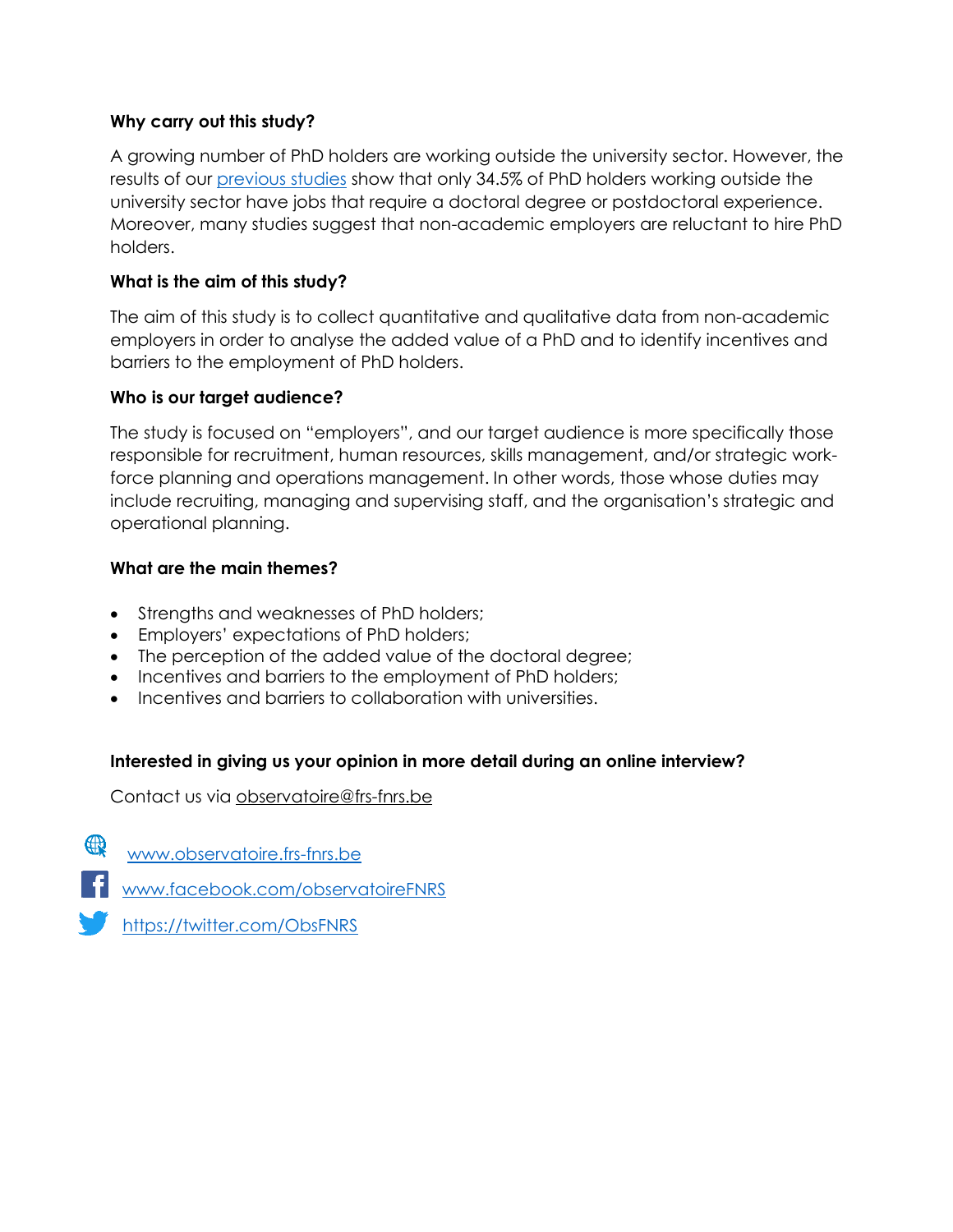**Why carry out this study?**

A growing number of PhD holders are working outside the university sector. However, the results of our previous studies show that only 34.5% of PhD holders working outside the university sector have jobs that require a doctoral degree or postdoctoral experience. Moreover, many studies suggest that non-academic employers are reluctant to hire PhD holders.

**What is the aim of this study?**

The aim of this study is to collect quantitative and qualitative data from non-academic employers in order to analyse the added value of a PhD and to identify incentives and barriers to the employment of PhD holders.

**Who is our target audience?**

The study is focused on "employers", and our target audience is more specifically those responsible for recruitment, human resources, skills management, and/or strategic work-force planning and operations management. In other words, those whose duties may include recruiting, managing and supervising staff, and the organisation's strategic and operational planning.

**What are the main themes?**

- Strengths and weaknesses of PhD holders;
- Employers' expectations of PhD holders;
- The perception of the added value of the doctoral degree;
- Incentives and barriers to the employment of PhD holders;
- Incentives and barriers to collaboration with universities.

**Interested in giving us your opinion in more detail during an online interview?**

Contact us via observatoire@frs-fnrs.be

www.observatoire.frs-fnrs.be

www.facebook.com/observatoireFNRS

https://twitter.com/ObsFNRS